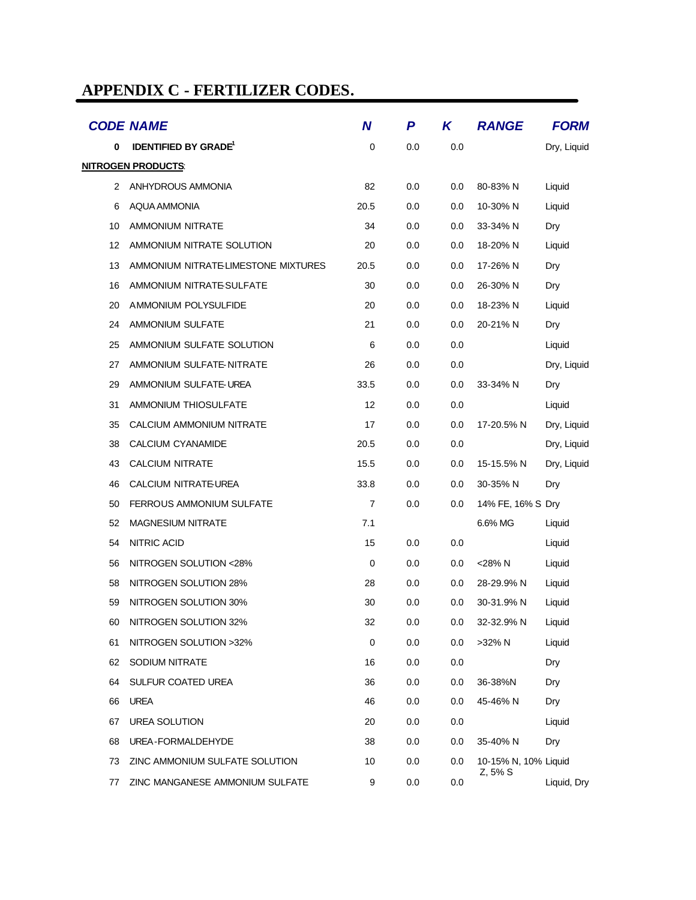# APPENDIX C - FERTILIZER CODES.

| CODE | NAME | N | P | K | RANGE | FORM |
|---|---|---|---|---|---|---|
| **0** | **IDENTIFIED BY GRADE**[1] | 0 | 0.0 | 0.0 | | Dry, Liquid |
| **NITROGEN PRODUCTS**: | | | | | | |
| 2 | ANHYDROUS AMMONIA | 82 | 0.0 | 0.0 | 80-83% N | Liquid |
| 6 | AQUA AMMONIA | 20.5 | 0.0 | 0.0 | 10-30% N | Liquid |
| 10 | AMMONIUM NITRATE | 34 | 0.0 | 0.0 | 33-34% N | Dry |
| 12 | AMMONIUM NITRATE SOLUTION | 20 | 0.0 | 0.0 | 18-20% N | Liquid |
| 13 | AMMONIUM NITRATE-LIMESTONE MIXTURES | 20.5 | 0.0 | 0.0 | 17-26% N | Dry |
| 16 | AMMONIUM NITRATE-SULFATE | 30 | 0.0 | 0.0 | 26-30% N | Dry |
| 20 | AMMONIUM POLYSULFIDE | 20 | 0.0 | 0.0 | 18-23% N | Liquid |
| 24 | AMMONIUM SULFATE | 21 | 0.0 | 0.0 | 20-21% N | Dry |
| 25 | AMMONIUM SULFATE SOLUTION | 6 | 0.0 | 0.0 | | Liquid |
| 27 | AMMONIUM SULFATE-NITRATE | 26 | 0.0 | 0.0 | | Dry, Liquid |
| 29 | AMMONIUM SULFATE-UREA | 33.5 | 0.0 | 0.0 | 33-34% N | Dry |
| 31 | AMMONIUM THIOSULFATE | 12 | 0.0 | 0.0 | | Liquid |
| 35 | CALCIUM AMMONIUM NITRATE | 17 | 0.0 | 0.0 | 17-20.5% N | Dry, Liquid |
| 38 | CALCIUM CYANAMIDE | 20.5 | 0.0 | 0.0 | | Dry, Liquid |
| 43 | CALCIUM NITRATE | 15.5 | 0.0 | 0.0 | 15-15.5% N | Dry, Liquid |
| 46 | CALCIUM NITRATE-UREA | 33.8 | 0.0 | 0.0 | 30-35% N | Dry |
| 50 | FERROUS AMMONIUM SULFATE | 7 | 0.0 | 0.0 | 14% FE, 16% S | Dry |
| 52 | MAGNESIUM NITRATE | 7.1 | | | 6.6% MG | Liquid |
| 54 | NITRIC ACID | 15 | 0.0 | 0.0 | | Liquid |
| 56 | NITROGEN SOLUTION <28% | 0 | 0.0 | 0.0 | <28% N | Liquid |
| 58 | NITROGEN SOLUTION 28% | 28 | 0.0 | 0.0 | 28-29.9% N | Liquid |
| 59 | NITROGEN SOLUTION 30% | 30 | 0.0 | 0.0 | 30-31.9% N | Liquid |
| 60 | NITROGEN SOLUTION 32% | 32 | 0.0 | 0.0 | 32-32.9% N | Liquid |
| 61 | NITROGEN SOLUTION >32% | 0 | 0.0 | 0.0 | >32% N | Liquid |
| 62 | SODIUM NITRATE | 16 | 0.0 | 0.0 | | Dry |
| 64 | SULFUR COATED UREA | 36 | 0.0 | 0.0 | 36-38%N | Dry |
| 66 | UREA | 46 | 0.0 | 0.0 | 45-46% N | Dry |
| 67 | UREA SOLUTION | 20 | 0.0 | 0.0 | | Liquid |
| 68 | UREA-FORMALDEHYDE | 38 | 0.0 | 0.0 | 35-40% N | Dry |
| 73 | ZINC AMMONIUM SULFATE SOLUTION | 10 | 0.0 | 0.0 | 10-15% N, 10% Z, 5% S | Liquid |
| 77 | ZINC MANGANESE AMMONIUM SULFATE | 9 | 0.0 | 0.0 | | Liquid, Dry |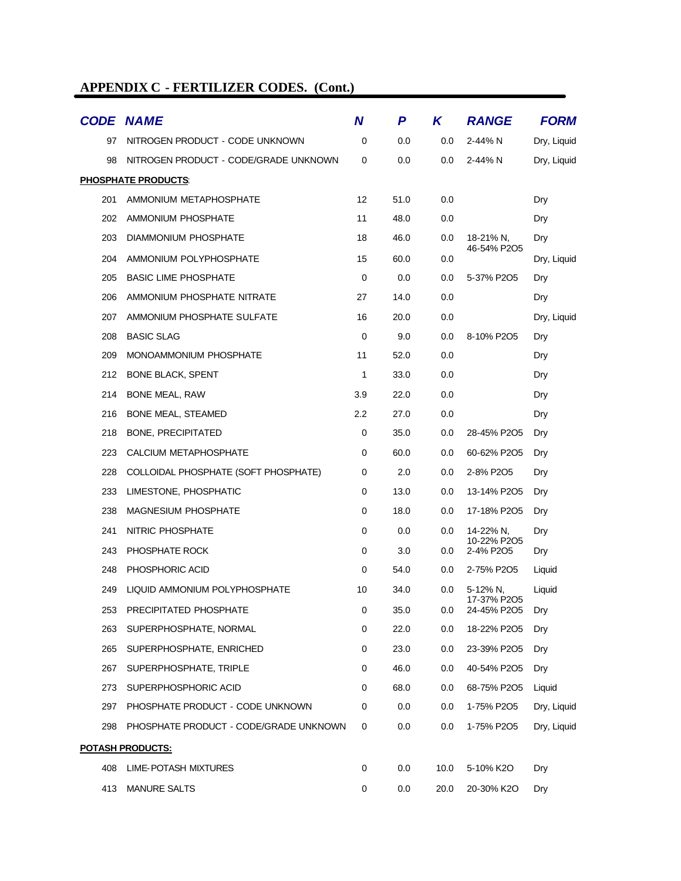## APPENDIX C - FERTILIZER CODES. (Cont.)

| CODE | NAME | N | P | K | RANGE | FORM |
|---|---|---|---|---|---|---|
| 97 | NITROGEN PRODUCT - CODE UNKNOWN | 0 | 0.0 | 0.0 | 2-44% N | Dry, Liquid |
| 98 | NITROGEN PRODUCT - CODE/GRADE UNKNOWN | 0 | 0.0 | 0.0 | 2-44% N | Dry, Liquid |
| **PHOSPHATE PRODUCTS**: | | | | | | |
| 201 | AMMONIUM METAPHOSPHATE | 12 | 51.0 | 0.0 | | Dry |
| 202 | AMMONIUM PHOSPHATE | 11 | 48.0 | 0.0 | | Dry |
| 203 | DIAMMONIUM PHOSPHATE | 18 | 46.0 | 0.0 | 18-21% N, 46-54% P2O5 | Dry |
| 204 | AMMONIUM POLYPHOSPHATE | 15 | 60.0 | 0.0 | | Dry, Liquid |
| 205 | BASIC LIME PHOSPHATE | 0 | 0.0 | 0.0 | 5-37% P2O5 | Dry |
| 206 | AMMONIUM PHOSPHATE NITRATE | 27 | 14.0 | 0.0 | | Dry |
| 207 | AMMONIUM PHOSPHATE SULFATE | 16 | 20.0 | 0.0 | | Dry, Liquid |
| 208 | BASIC SLAG | 0 | 9.0 | 0.0 | 8-10% P2O5 | Dry |
| 209 | MONOAMMONIUM PHOSPHATE | 11 | 52.0 | 0.0 | | Dry |
| 212 | BONE BLACK, SPENT | 1 | 33.0 | 0.0 | | Dry |
| 214 | BONE MEAL, RAW | 3.9 | 22.0 | 0.0 | | Dry |
| 216 | BONE MEAL, STEAMED | 2.2 | 27.0 | 0.0 | | Dry |
| 218 | BONE, PRECIPITATED | 0 | 35.0 | 0.0 | 28-45% P2O5 | Dry |
| 223 | CALCIUM METAPHOSPHATE | 0 | 60.0 | 0.0 | 60-62% P2O5 | Dry |
| 228 | COLLOIDAL PHOSPHATE (SOFT PHOSPHATE) | 0 | 2.0 | 0.0 | 2-8% P2O5 | Dry |
| 233 | LIMESTONE, PHOSPHATIC | 0 | 13.0 | 0.0 | 13-14% P2O5 | Dry |
| 238 | MAGNESIUM PHOSPHATE | 0 | 18.0 | 0.0 | 17-18% P2O5 | Dry |
| 241 | NITRIC PHOSPHATE | 0 | 0.0 | 0.0 | 14-22% N, 10-22% P2O5 | Dry |
| 243 | PHOSPHATE ROCK | 0 | 3.0 | 0.0 | 2-4% P2O5 | Dry |
| 248 | PHOSPHORIC ACID | 0 | 54.0 | 0.0 | 2-75% P2O5 | Liquid |
| 249 | LIQUID AMMONIUM POLYPHOSPHATE | 10 | 34.0 | 0.0 | 5-12% N, 17-37% P2O5 | Liquid |
| 253 | PRECIPITATED PHOSPHATE | 0 | 35.0 | 0.0 | 24-45% P2O5 | Dry |
| 263 | SUPERPHOSPHATE, NORMAL | 0 | 22.0 | 0.0 | 18-22% P2O5 | Dry |
| 265 | SUPERPHOSPHATE, ENRICHED | 0 | 23.0 | 0.0 | 23-39% P2O5 | Dry |
| 267 | SUPERPHOSPHATE, TRIPLE | 0 | 46.0 | 0.0 | 40-54% P2O5 | Dry |
| 273 | SUPERPHOSPHORIC ACID | 0 | 68.0 | 0.0 | 68-75% P2O5 | Liquid |
| 297 | PHOSPHATE PRODUCT - CODE UNKNOWN | 0 | 0.0 | 0.0 | 1-75% P2O5 | Dry, Liquid |
| 298 | PHOSPHATE PRODUCT - CODE/GRADE UNKNOWN | 0 | 0.0 | 0.0 | 1-75% P2O5 | Dry, Liquid |
| **POTASH PRODUCTS:** | | | | | | |
| 408 | LIME-POTASH MIXTURES | 0 | 0.0 | 10.0 | 5-10% K2O | Dry |
| 413 | MANURE SALTS | 0 | 0.0 | 20.0 | 20-30% K2O | Dry |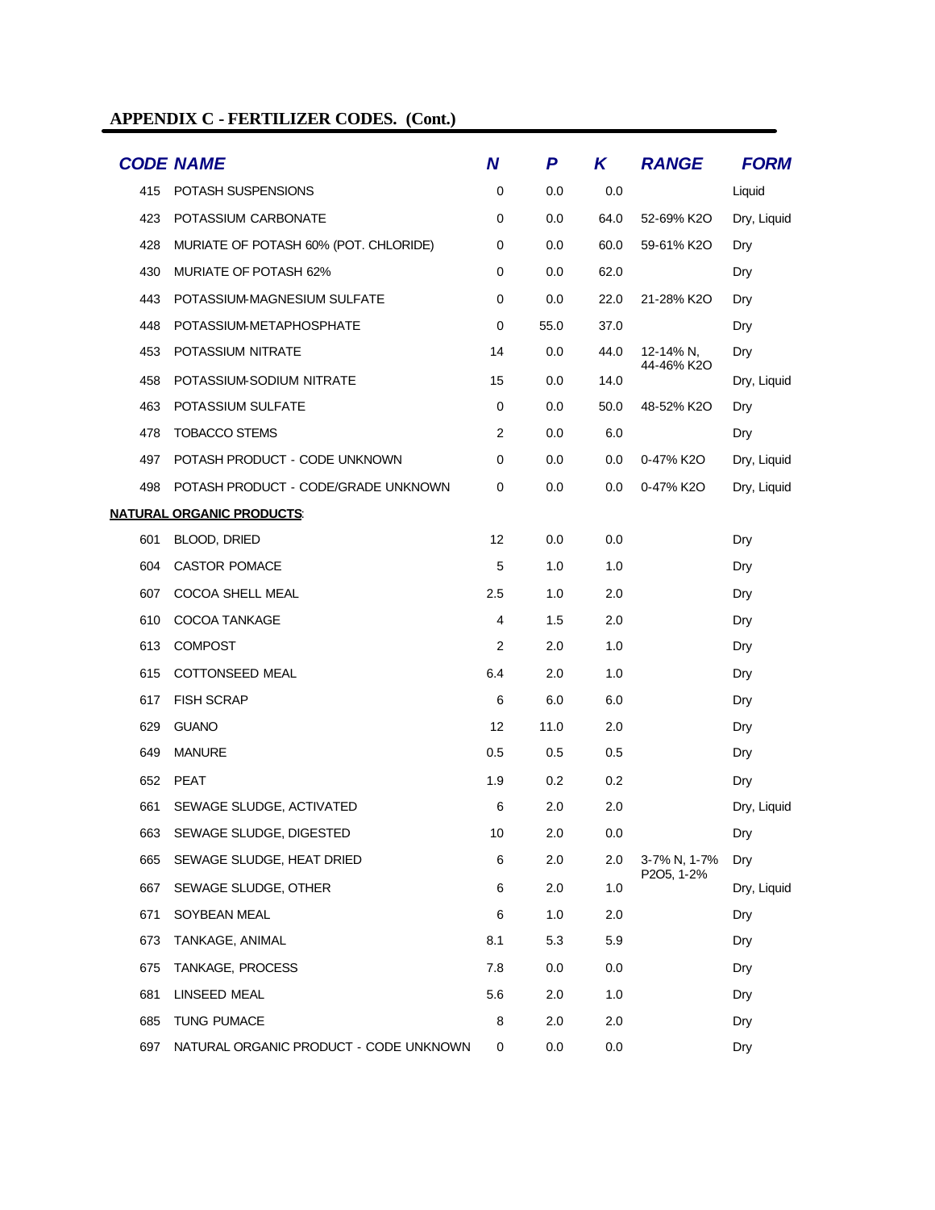## APPENDIX C - FERTILIZER CODES. (Cont.)

| CODE | NAME | N | P | K | RANGE | FORM |
|---|---|---|---|---|---|---|
| 415 | POTASH SUSPENSIONS | 0 | 0.0 | 0.0 | | Liquid |
| 423 | POTASSIUM CARBONATE | 0 | 0.0 | 64.0 | 52-69% K2O | Dry, Liquid |
| 428 | MURIATE OF POTASH 60% (POT. CHLORIDE) | 0 | 0.0 | 60.0 | 59-61% K2O | Dry |
| 430 | MURIATE OF POTASH 62% | 0 | 0.0 | 62.0 | | Dry |
| 443 | POTASSIUM-MAGNESIUM SULFATE | 0 | 0.0 | 22.0 | 21-28% K2O | Dry |
| 448 | POTASSIUM-METAPHOSPHATE | 0 | 55.0 | 37.0 | | Dry |
| 453 | POTASSIUM NITRATE | 14 | 0.0 | 44.0 | 12-14% N, 44-46% K2O | Dry |
| 458 | POTASSIUM-SODIUM NITRATE | 15 | 0.0 | 14.0 | | Dry, Liquid |
| 463 | POTASSIUM SULFATE | 0 | 0.0 | 50.0 | 48-52% K2O | Dry |
| 478 | TOBACCO STEMS | 2 | 0.0 | 6.0 | | Dry |
| 497 | POTASH PRODUCT - CODE UNKNOWN | 0 | 0.0 | 0.0 | 0-47% K2O | Dry, Liquid |
| 498 | POTASH PRODUCT - CODE/GRADE UNKNOWN | 0 | 0.0 | 0.0 | 0-47% K2O | Dry, Liquid |
| **NATURAL ORGANIC PRODUCTS**: | | | | | | |
| 601 | BLOOD, DRIED | 12 | 0.0 | 0.0 | | Dry |
| 604 | CASTOR POMACE | 5 | 1.0 | 1.0 | | Dry |
| 607 | COCOA SHELL MEAL | 2.5 | 1.0 | 2.0 | | Dry |
| 610 | COCOA TANKAGE | 4 | 1.5 | 2.0 | | Dry |
| 613 | COMPOST | 2 | 2.0 | 1.0 | | Dry |
| 615 | COTTONSEED MEAL | 6.4 | 2.0 | 1.0 | | Dry |
| 617 | FISH SCRAP | 6 | 6.0 | 6.0 | | Dry |
| 629 | GUANO | 12 | 11.0 | 2.0 | | Dry |
| 649 | MANURE | 0.5 | 0.5 | 0.5 | | Dry |
| 652 | PEAT | 1.9 | 0.2 | 0.2 | | Dry |
| 661 | SEWAGE SLUDGE, ACTIVATED | 6 | 2.0 | 2.0 | | Dry, Liquid |
| 663 | SEWAGE SLUDGE, DIGESTED | 10 | 2.0 | 0.0 | | Dry |
| 665 | SEWAGE SLUDGE, HEAT DRIED | 6 | 2.0 | 2.0 | 3-7% N, 1-7% P2O5, 1-2% | Dry |
| 667 | SEWAGE SLUDGE, OTHER | 6 | 2.0 | 1.0 | | Dry, Liquid |
| 671 | SOYBEAN MEAL | 6 | 1.0 | 2.0 | | Dry |
| 673 | TANKAGE, ANIMAL | 8.1 | 5.3 | 5.9 | | Dry |
| 675 | TANKAGE, PROCESS | 7.8 | 0.0 | 0.0 | | Dry |
| 681 | LINSEED MEAL | 5.6 | 2.0 | 1.0 | | Dry |
| 685 | TUNG PUMACE | 8 | 2.0 | 2.0 | | Dry |
| 697 | NATURAL ORGANIC PRODUCT - CODE UNKNOWN | 0 | 0.0 | 0.0 | | Dry |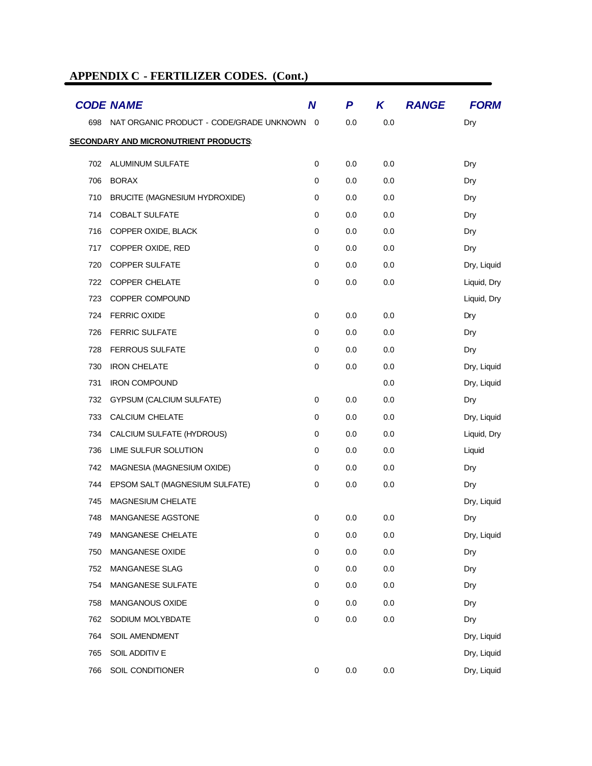## APPENDIX C - FERTILIZER CODES. (Cont.)

| CODE | NAME | N | P | K | RANGE | FORM |
|---|---|---|---|---|---|---|
| 698 | NAT ORGANIC PRODUCT - CODE/GRADE UNKNOWN | 0 | 0.0 | 0.0 | | Dry |
| **SECONDARY AND MICRONUTRIENT PRODUCTS:** | | | | | | |
| 702 | ALUMINUM SULFATE | 0 | 0.0 | 0.0 | | Dry |
| 706 | BORAX | 0 | 0.0 | 0.0 | | Dry |
| 710 | BRUCITE (MAGNESIUM HYDROXIDE) | 0 | 0.0 | 0.0 | | Dry |
| 714 | COBALT SULFATE | 0 | 0.0 | 0.0 | | Dry |
| 716 | COPPER OXIDE, BLACK | 0 | 0.0 | 0.0 | | Dry |
| 717 | COPPER OXIDE, RED | 0 | 0.0 | 0.0 | | Dry |
| 720 | COPPER SULFATE | 0 | 0.0 | 0.0 | | Dry, Liquid |
| 722 | COPPER CHELATE | 0 | 0.0 | 0.0 | | Liquid, Dry |
| 723 | COPPER COMPOUND | | | | | Liquid, Dry |
| 724 | FERRIC OXIDE | 0 | 0.0 | 0.0 | | Dry |
| 726 | FERRIC SULFATE | 0 | 0.0 | 0.0 | | Dry |
| 728 | FERROUS SULFATE | 0 | 0.0 | 0.0 | | Dry |
| 730 | IRON CHELATE | 0 | 0.0 | 0.0 | | Dry, Liquid |
| 731 | IRON COMPOUND | | | 0.0 | | Dry, Liquid |
| 732 | GYPSUM (CALCIUM SULFATE) | 0 | 0.0 | 0.0 | | Dry |
| 733 | CALCIUM CHELATE | 0 | 0.0 | 0.0 | | Dry, Liquid |
| 734 | CALCIUM SULFATE (HYDROUS) | 0 | 0.0 | 0.0 | | Liquid, Dry |
| 736 | LIME SULFUR SOLUTION | 0 | 0.0 | 0.0 | | Liquid |
| 742 | MAGNESIA (MAGNESIUM OXIDE) | 0 | 0.0 | 0.0 | | Dry |
| 744 | EPSOM SALT (MAGNESIUM SULFATE) | 0 | 0.0 | 0.0 | | Dry |
| 745 | MAGNESIUM CHELATE | | | | | Dry, Liquid |
| 748 | MANGANESE AGSTONE | 0 | 0.0 | 0.0 | | Dry |
| 749 | MANGANESE CHELATE | 0 | 0.0 | 0.0 | | Dry, Liquid |
| 750 | MANGANESE OXIDE | 0 | 0.0 | 0.0 | | Dry |
| 752 | MANGANESE SLAG | 0 | 0.0 | 0.0 | | Dry |
| 754 | MANGANESE SULFATE | 0 | 0.0 | 0.0 | | Dry |
| 758 | MANGANOUS OXIDE | 0 | 0.0 | 0.0 | | Dry |
| 762 | SODIUM MOLYBDATE | 0 | 0.0 | 0.0 | | Dry |
| 764 | SOIL AMENDMENT | | | | | Dry, Liquid |
| 765 | SOIL ADDITIV E | | | | | Dry, Liquid |
| 766 | SOIL CONDITIONER | 0 | 0.0 | 0.0 | | Dry, Liquid |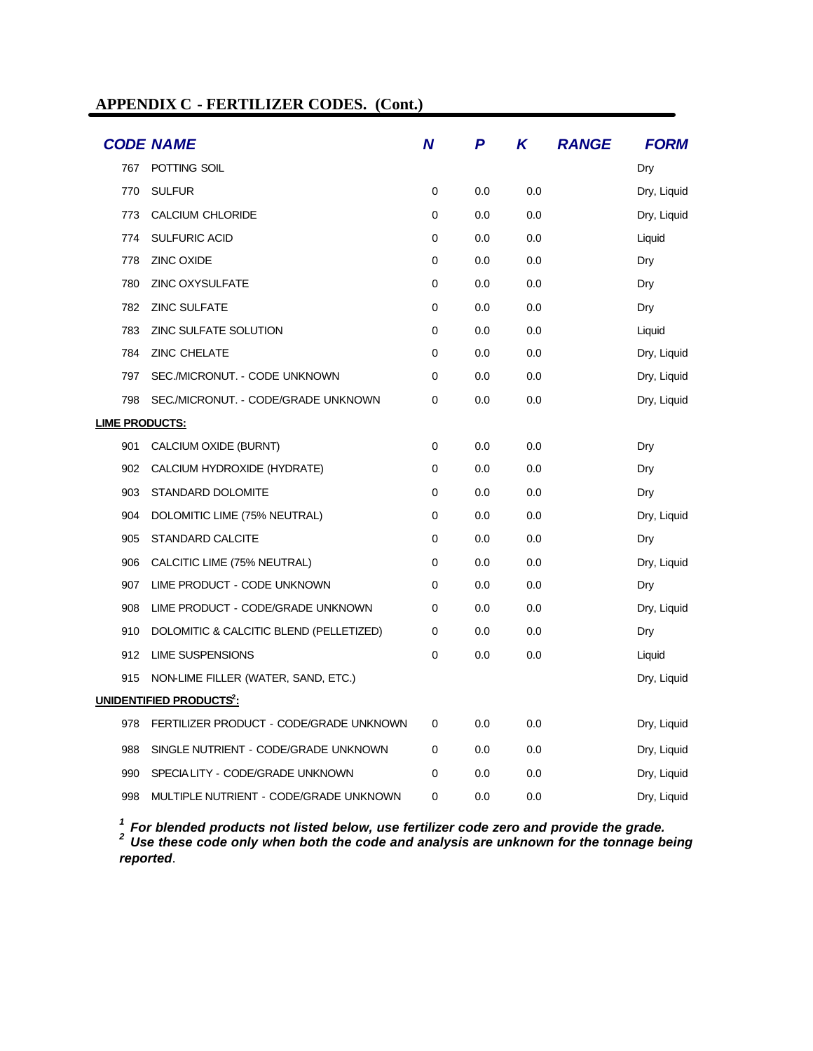## APPENDIX C - FERTILIZER CODES. (Cont.)

| CODE | NAME | N | P | K | RANGE | FORM |
|---|---|---|---|---|---|---|
| 767 | POTTING SOIL | | | | | Dry |
| 770 | SULFUR | 0 | 0.0 | 0.0 | | Dry, Liquid |
| 773 | CALCIUM CHLORIDE | 0 | 0.0 | 0.0 | | Dry, Liquid |
| 774 | SULFURIC ACID | 0 | 0.0 | 0.0 | | Liquid |
| 778 | ZINC OXIDE | 0 | 0.0 | 0.0 | | Dry |
| 780 | ZINC OXYSULFATE | 0 | 0.0 | 0.0 | | Dry |
| 782 | ZINC SULFATE | 0 | 0.0 | 0.0 | | Dry |
| 783 | ZINC SULFATE SOLUTION | 0 | 0.0 | 0.0 | | Liquid |
| 784 | ZINC CHELATE | 0 | 0.0 | 0.0 | | Dry, Liquid |
| 797 | SEC./MICRONUT. - CODE UNKNOWN | 0 | 0.0 | 0.0 | | Dry, Liquid |
| 798 | SEC./MICRONUT. - CODE/GRADE UNKNOWN | 0 | 0.0 | 0.0 | | Dry, Liquid |
| **LIME PRODUCTS:** | | | | | | |
| 901 | CALCIUM OXIDE (BURNT) | 0 | 0.0 | 0.0 | | Dry |
| 902 | CALCIUM HYDROXIDE (HYDRATE) | 0 | 0.0 | 0.0 | | Dry |
| 903 | STANDARD DOLOMITE | 0 | 0.0 | 0.0 | | Dry |
| 904 | DOLOMITIC LIME (75% NEUTRAL) | 0 | 0.0 | 0.0 | | Dry, Liquid |
| 905 | STANDARD CALCITE | 0 | 0.0 | 0.0 | | Dry |
| 906 | CALCITIC LIME (75% NEUTRAL) | 0 | 0.0 | 0.0 | | Dry, Liquid |
| 907 | LIME PRODUCT - CODE UNKNOWN | 0 | 0.0 | 0.0 | | Dry |
| 908 | LIME PRODUCT - CODE/GRADE UNKNOWN | 0 | 0.0 | 0.0 | | Dry, Liquid |
| 910 | DOLOMITIC & CALCITIC BLEND (PELLETIZED) | 0 | 0.0 | 0.0 | | Dry |
| 912 | LIME SUSPENSIONS | 0 | 0.0 | 0.0 | | Liquid |
| 915 | NON-LIME FILLER (WATER, SAND, ETC.) | | | | | Dry, Liquid |
| **UNIDENTIFIED PRODUCTS[2]:** | | | | | | |
| 978 | FERTILIZER PRODUCT - CODE/GRADE UNKNOWN | 0 | 0.0 | 0.0 | | Dry, Liquid |
| 988 | SINGLE NUTRIENT - CODE/GRADE UNKNOWN | 0 | 0.0 | 0.0 | | Dry, Liquid |
| 990 | SPECIALITY - CODE/GRADE UNKNOWN | 0 | 0.0 | 0.0 | | Dry, Liquid |
| 998 | MULTIPLE NUTRIENT - CODE/GRADE UNKNOWN | 0 | 0.0 | 0.0 | | Dry, Liquid |

[1] ***For blended products not listed below, use fertilizer code zero and provide the grade.***
[2] ***Use these code only when both the code and analysis are unknown for the tonnage being reported***.